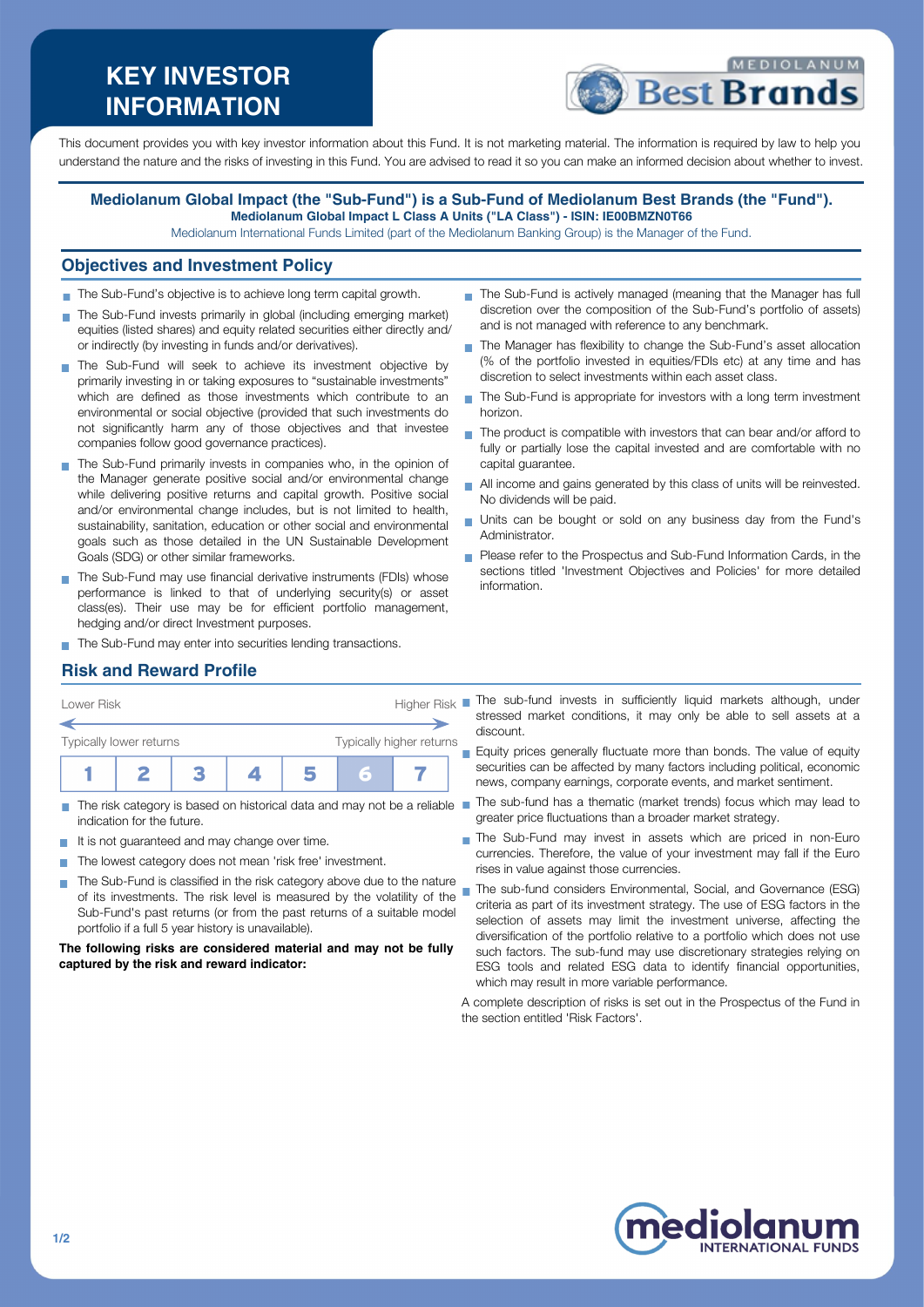# KEY INVESTOR INFORMATION

This document provides you with key investor information about this Fund. It is not marketing material. The information is required by law to help you understand the nature and the risks of investing in this Fund. You are advised to read it so you can make an informed decision about whether to invest.

**Mediolanum Global Impact (the "Sub-Fund") is a Sub-Fund of Mediolanum Best Brands (the "Fund").**
**Mediolanum Global Impact L Class A Units ("LA Class") - ISIN: IE00BMZN0T66**
Mediolanum International Funds Limited (part of the Mediolanum Banking Group) is the Manager of the Fund.

## Objectives and Investment Policy

- The Sub-Fund's objective is to achieve long term capital growth.
- The Sub-Fund invests primarily in global (including emerging market) equities (listed shares) and equity related securities either directly and/ or indirectly (by investing in funds and/or derivatives).
- The Sub-Fund will seek to achieve its investment objective by primarily investing in or taking exposures to "sustainable investments" which are defined as those investments which contribute to an environmental or social objective (provided that such investments do not significantly harm any of those objectives and that investee companies follow good governance practices).
- The Sub-Fund primarily invests in companies who, in the opinion of the Manager generate positive social and/or environmental change while delivering positive returns and capital growth. Positive social and/or environmental change includes, but is not limited to health, sustainability, sanitation, education or other social and environmental goals such as those detailed in the UN Sustainable Development Goals (SDG) or other similar frameworks.
- The Sub-Fund may use financial derivative instruments (FDIs) whose performance is linked to that of underlying security(s) or asset class(es). Their use may be for efficient portfolio management, hedging and/or direct Investment purposes.
- The Sub-Fund may enter into securities lending transactions.
- The Sub-Fund is actively managed (meaning that the Manager has full discretion over the composition of the Sub-Fund's portfolio of assets) and is not managed with reference to any benchmark.
- The Manager has flexibility to change the Sub-Fund's asset allocation (% of the portfolio invested in equities/FDIs etc) at any time and has discretion to select investments within each asset class.
- The Sub-Fund is appropriate for investors with a long term investment horizon.
- The product is compatible with investors that can bear and/or afford to fully or partially lose the capital invested and are comfortable with no capital guarantee.
- All income and gains generated by this class of units will be reinvested. No dividends will be paid.
- Units can be bought or sold on any business day from the Fund's Administrator.
- Please refer to the Prospectus and Sub-Fund Information Cards, in the sections titled 'Investment Objectives and Policies' for more detailed information.

## Risk and Reward Profile

Lower Risk — Higher Risk

Typically lower returns — Typically higher returns

| 1 | 2 | 3 | 4 | 5 | **6** | 7 |
|---|---|---|---|---|---|---|

- The risk category is based on historical data and may not be a reliable indication for the future.
- It is not guaranteed and may change over time.
- The lowest category does not mean 'risk free' investment.
- The Sub-Fund is classified in the risk category above due to the nature of its investments. The risk level is measured by the volatility of the Sub-Fund's past returns (or from the past returns of a suitable model portfolio if a full 5 year history is unavailable).

**The following risks are considered material and may not be fully captured by the risk and reward indicator:**

- The sub-fund invests in sufficiently liquid markets although, under stressed market conditions, it may only be able to sell assets at a discount.
- Equity prices generally fluctuate more than bonds. The value of equity securities can be affected by many factors including political, economic news, company earnings, corporate events, and market sentiment.
- The sub-fund has a thematic (market trends) focus which may lead to greater price fluctuations than a broader market strategy.
- The Sub-Fund may invest in assets which are priced in non-Euro currencies. Therefore, the value of your investment may fall if the Euro rises in value against those currencies.
- The sub-fund considers Environmental, Social, and Governance (ESG) criteria as part of its investment strategy. The use of ESG factors in the selection of assets may limit the investment universe, affecting the diversification of the portfolio relative to a portfolio which does not use such factors. The sub-fund may use discretionary strategies relying on ESG tools and related ESG data to identify financial opportunities, which may result in more variable performance.

A complete description of risks is set out in the Prospectus of the Fund in the section entitled 'Risk Factors'.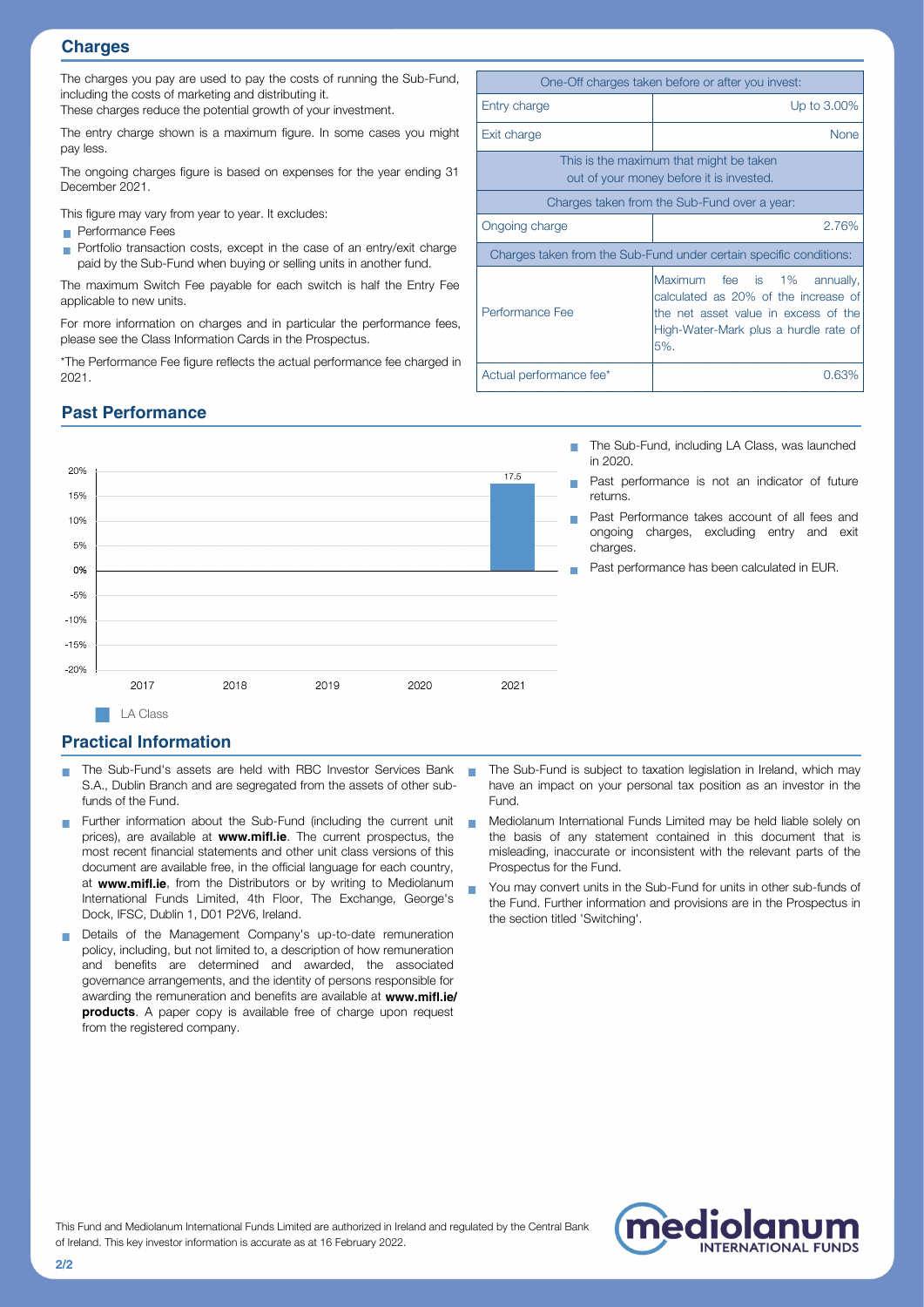## Charges

The charges you pay are used to pay the costs of running the Sub-Fund, including the costs of marketing and distributing it.
These charges reduce the potential growth of your investment.

The entry charge shown is a maximum figure. In some cases you might pay less.

The ongoing charges figure is based on expenses for the year ending 31 December 2021.

This figure may vary from year to year. It excludes:

- Performance Fees
- Portfolio transaction costs, except in the case of an entry/exit charge paid by the Sub-Fund when buying or selling units in another fund.

The maximum Switch Fee payable for each switch is half the Entry Fee applicable to new units.

For more information on charges and in particular the performance fees, please see the Class Information Cards in the Prospectus.

*The Performance Fee figure reflects the actual performance fee charged in 2021.

| One-Off charges taken before or after you invest: | |
|---|---|
| Entry charge | Up to 3.00% |
| Exit charge | None |
| This is the maximum that might be taken out of your money before it is invested. | |
| Charges taken from the Sub-Fund over a year: | |
| Ongoing charge | 2.76% |
| Charges taken from the Sub-Fund under certain specific conditions: | |
| Performance Fee | Maximum fee is 1% annually, calculated as 20% of the increase of the net asset value in excess of the High-Water-Mark plus a hurdle rate of 5%. |
| Actual performance fee* | 0.63% |

## Past Performance

20%
15%
10%
5%
0%
-5%
-10%
-15%
-20%

17.5

2017 2018 2019 2020 2021

LA Class

- The Sub-Fund, including LA Class, was launched in 2020.
- Past performance is not an indicator of future returns.
- Past Performance takes account of all fees and ongoing charges, excluding entry and exit charges.
- Past performance has been calculated in EUR.

## Practical Information

- The Sub-Fund's assets are held with RBC Investor Services Bank S.A., Dublin Branch and are segregated from the assets of other sub-funds of the Fund.
- Further information about the Sub-Fund (including the current unit prices), are available at **www.mifl.ie**. The current prospectus, the most recent financial statements and other unit class versions of this document are available free, in the official language for each country, at **www.mifl.ie**, from the Distributors or by writing to Mediolanum International Funds Limited, 4th Floor, The Exchange, George's Dock, IFSC, Dublin 1, D01 P2V6, Ireland.
- Details of the Management Company's up-to-date remuneration policy, including, but not limited to, a description of how remuneration and benefits are determined and awarded, the associated governance arrangements, and the identity of persons responsible for awarding the remuneration and benefits are available at **www.mifl.ie/products**. A paper copy is available free of charge upon request from the registered company.
- The Sub-Fund is subject to taxation legislation in Ireland, which may have an impact on your personal tax position as an investor in the Fund.
- Mediolanum International Funds Limited may be held liable solely on the basis of any statement contained in this document that is misleading, inaccurate or inconsistent with the relevant parts of the Prospectus for the Fund.
- You may convert units in the Sub-Fund for units in other sub-funds of the Fund. Further information and provisions are in the Prospectus in the section titled 'Switching'.

This Fund and Mediolanum International Funds Limited are authorized in Ireland and regulated by the Central Bank of Ireland. This key investor information is accurate as at 16 February 2022.